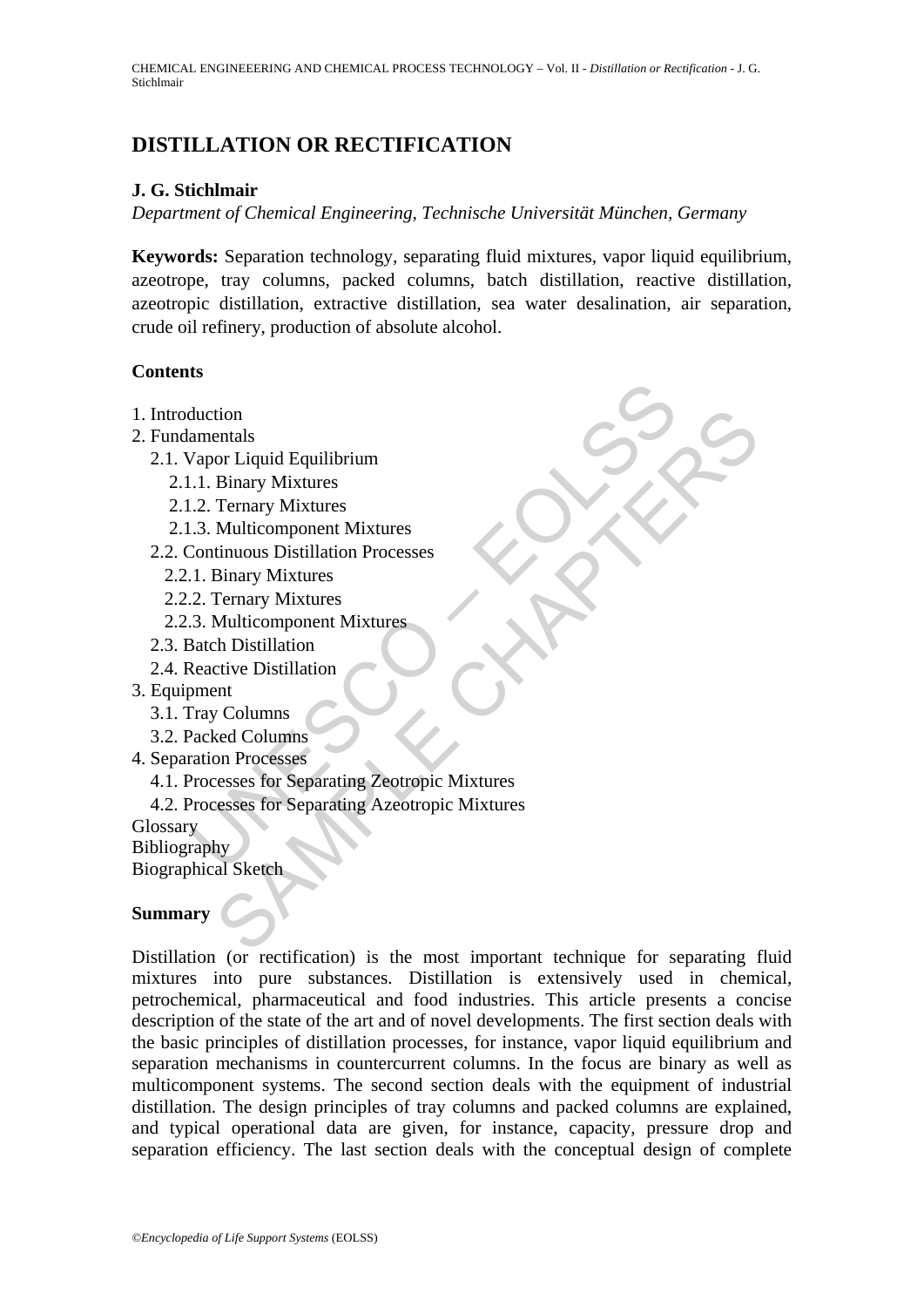# DISTILLATION OR RECTIFICATION

**J. G. Stichlmair**

*Department of Chemical Engineering, Technische Universität München, Germany*

**Keywords:** Separation technology, separating fluid mixtures, vapor liquid equilibrium, azeotrope, tray columns, packed columns, batch distillation, reactive distillation, azeotropic distillation, extractive distillation, sea water desalination, air separation, crude oil refinery, production of absolute alcohol.

## Contents

1. Introduction
2. Fundamentals
   2.1. Vapor Liquid Equilibrium
      2.1.1. Binary Mixtures
      2.1.2. Ternary Mixtures
      2.1.3. Multicomponent Mixtures
   2.2. Continuous Distillation Processes
      2.2.1. Binary Mixtures
      2.2.2. Ternary Mixtures
      2.2.3. Multicomponent Mixtures
   2.3. Batch Distillation
   2.4. Reactive Distillation
3. Equipment
   3.1. Tray Columns
   3.2. Packed Columns
4. Separation Processes
   4.1. Processes for Separating Zeotropic Mixtures
   4.2. Processes for Separating Azeotropic Mixtures

Glossary
Bibliography
Biographical Sketch

## Summary

Distillation (or rectification) is the most important technique for separating fluid mixtures into pure substances. Distillation is extensively used in chemical, petrochemical, pharmaceutical and food industries. This article presents a concise description of the state of the art and of novel developments. The first section deals with the basic principles of distillation processes, for instance, vapor liquid equilibrium and separation mechanisms in countercurrent columns. In the focus are binary as well as multicomponent systems. The second section deals with the equipment of industrial distillation. The design principles of tray columns and packed columns are explained, and typical operational data are given, for instance, capacity, pressure drop and separation efficiency. The last section deals with the conceptual design of complete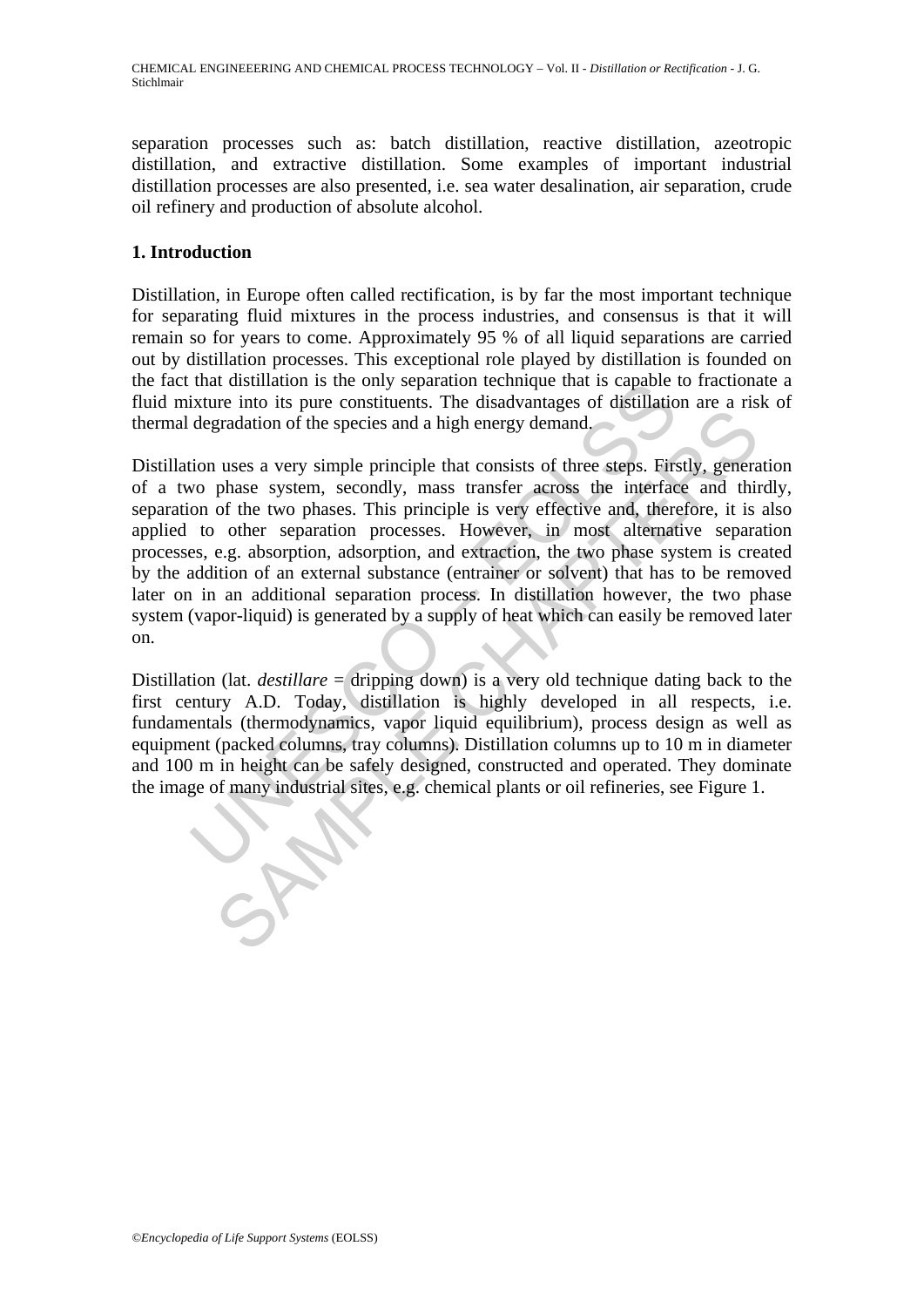separation processes such as: batch distillation, reactive distillation, azeotropic distillation, and extractive distillation. Some examples of important industrial distillation processes are also presented, i.e. sea water desalination, air separation, crude oil refinery and production of absolute alcohol.

## 1. Introduction

Distillation, in Europe often called rectification, is by far the most important technique for separating fluid mixtures in the process industries, and consensus is that it will remain so for years to come. Approximately 95 % of all liquid separations are carried out by distillation processes. This exceptional role played by distillation is founded on the fact that distillation is the only separation technique that is capable to fractionate a fluid mixture into its pure constituents. The disadvantages of distillation are a risk of thermal degradation of the species and a high energy demand.

Distillation uses a very simple principle that consists of three steps. Firstly, generation of a two phase system, secondly, mass transfer across the interface and thirdly, separation of the two phases. This principle is very effective and, therefore, it is also applied to other separation processes. However, in most alternative separation processes, e.g. absorption, adsorption, and extraction, the two phase system is created by the addition of an external substance (entrainer or solvent) that has to be removed later on in an additional separation process. In distillation however, the two phase system (vapor-liquid) is generated by a supply of heat which can easily be removed later on.

Distillation (lat. *destillare* = dripping down) is a very old technique dating back to the first century A.D. Today, distillation is highly developed in all respects, i.e. fundamentals (thermodynamics, vapor liquid equilibrium), process design as well as equipment (packed columns, tray columns). Distillation columns up to 10 m in diameter and 100 m in height can be safely designed, constructed and operated. They dominate the image of many industrial sites, e.g. chemical plants or oil refineries, see Figure 1.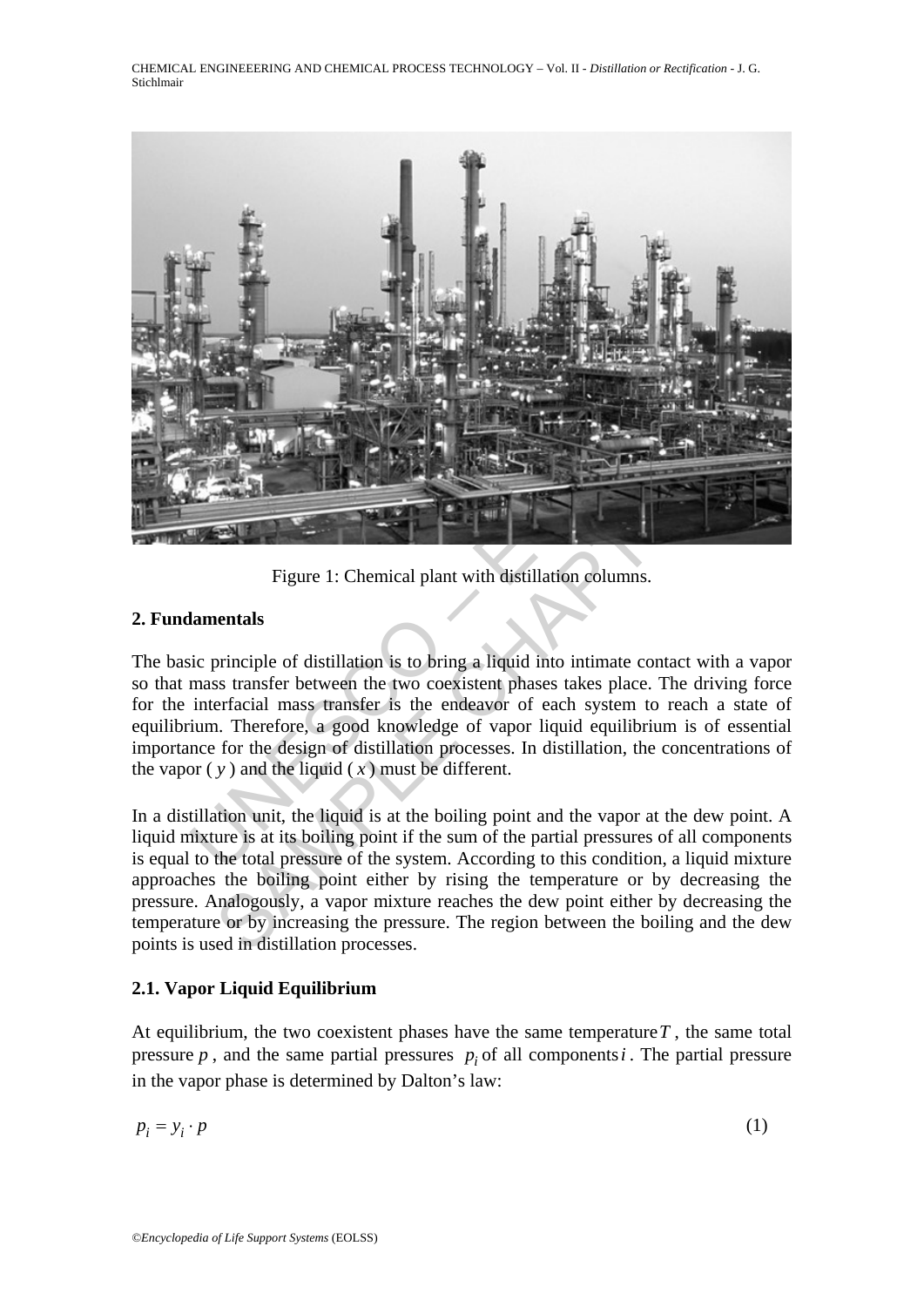Figure 1: Chemical plant with distillation columns.

## 2. Fundamentals

The basic principle of distillation is to bring a liquid into intimate contact with a vapor so that mass transfer between the two coexistent phases takes place. The driving force for the interfacial mass transfer is the endeavor of each system to reach a state of equilibrium. Therefore, a good knowledge of vapor liquid equilibrium is of essential importance for the design of distillation processes. In distillation, the concentrations of the vapor ( $y$ ) and the liquid ( $x$ ) must be different.

In a distillation unit, the liquid is at the boiling point and the vapor at the dew point. A liquid mixture is at its boiling point if the sum of the partial pressures of all components is equal to the total pressure of the system. According to this condition, a liquid mixture approaches the boiling point either by rising the temperature or by decreasing the pressure. Analogously, a vapor mixture reaches the dew point either by decreasing the temperature or by increasing the pressure. The region between the boiling and the dew points is used in distillation processes.

### 2.1. Vapor Liquid Equilibrium

At equilibrium, the two coexistent phases have the same temperature $T$ , the same total pressure $p$ , and the same partial pressures $p_i$ of all components $i$ . The partial pressure in the vapor phase is determined by Dalton's law:

$$p_i = y_i \cdot p \tag{1}$$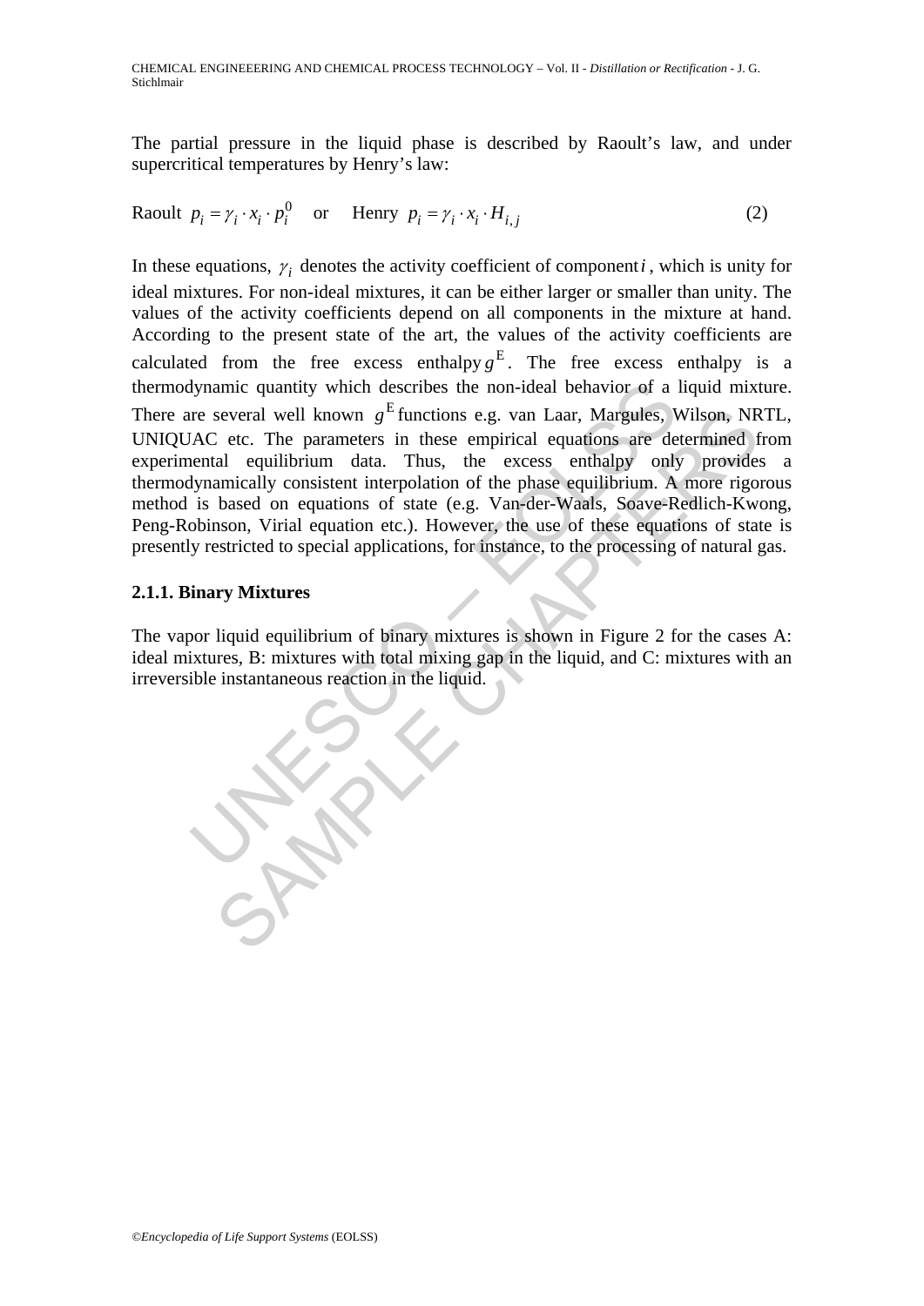The partial pressure in the liquid phase is described by Raoult's law, and under supercritical temperatures by Henry's law:

$$\text{Raoult} \quad p_i = \gamma_i \cdot x_i \cdot p_i^0 \quad \text{or} \quad \text{Henry} \quad p_i = \gamma_i \cdot x_i \cdot H_{i,j} \tag{2}$$

In these equations, $\gamma_i$ denotes the activity coefficient of component $i$, which is unity for ideal mixtures. For non-ideal mixtures, it can be either larger or smaller than unity. The values of the activity coefficients depend on all components in the mixture at hand. According to the present state of the art, the values of the activity coefficients are calculated from the free excess enthalpy $g^{\mathrm{E}}$. The free excess enthalpy is a thermodynamic quantity which describes the non-ideal behavior of a liquid mixture. There are several well known $g^{\mathrm{E}}$ functions e.g. van Laar, Margules, Wilson, NRTL, UNIQUAC etc. The parameters in these empirical equations are determined from experimental equilibrium data. Thus, the excess enthalpy only provides a thermodynamically consistent interpolation of the phase equilibrium. A more rigorous method is based on equations of state (e.g. Van-der-Waals, Soave-Redlich-Kwong, Peng-Robinson, Virial equation etc.). However, the use of these equations of state is presently restricted to special applications, for instance, to the processing of natural gas.

### 2.1.1. Binary Mixtures

The vapor liquid equilibrium of binary mixtures is shown in Figure 2 for the cases A: ideal mixtures, B: mixtures with total mixing gap in the liquid, and C: mixtures with an irreversible instantaneous reaction in the liquid.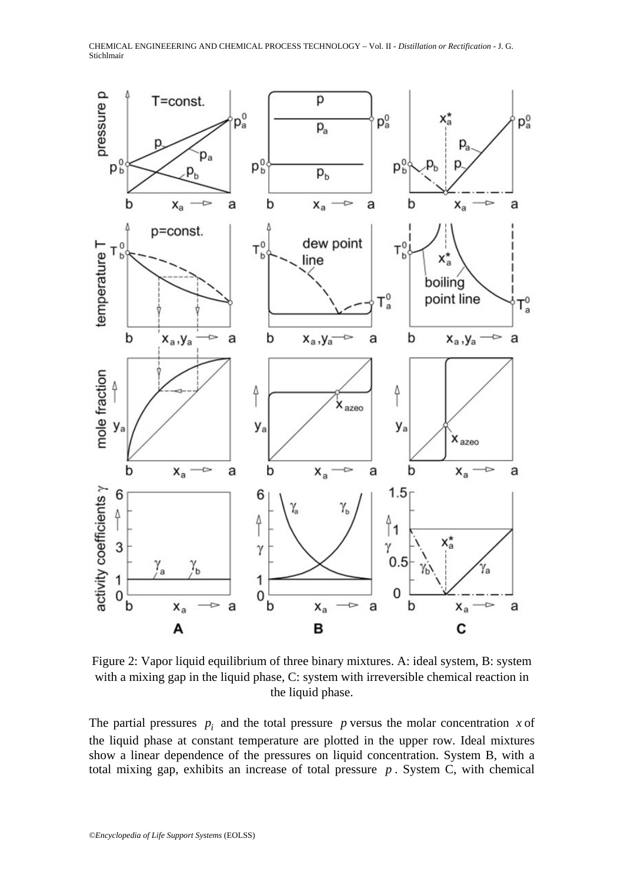Figure 2: Vapor liquid equilibrium of three binary mixtures. A: ideal system, B: system with a mixing gap in the liquid phase, C: system with irreversible chemical reaction in the liquid phase.

The partial pressures $p_i$ and the total pressure $p$ versus the molar concentration $x$ of the liquid phase at constant temperature are plotted in the upper row. Ideal mixtures show a linear dependence of the pressures on liquid concentration. System B, with a total mixing gap, exhibits an increase of total pressure $p$. System C, with chemical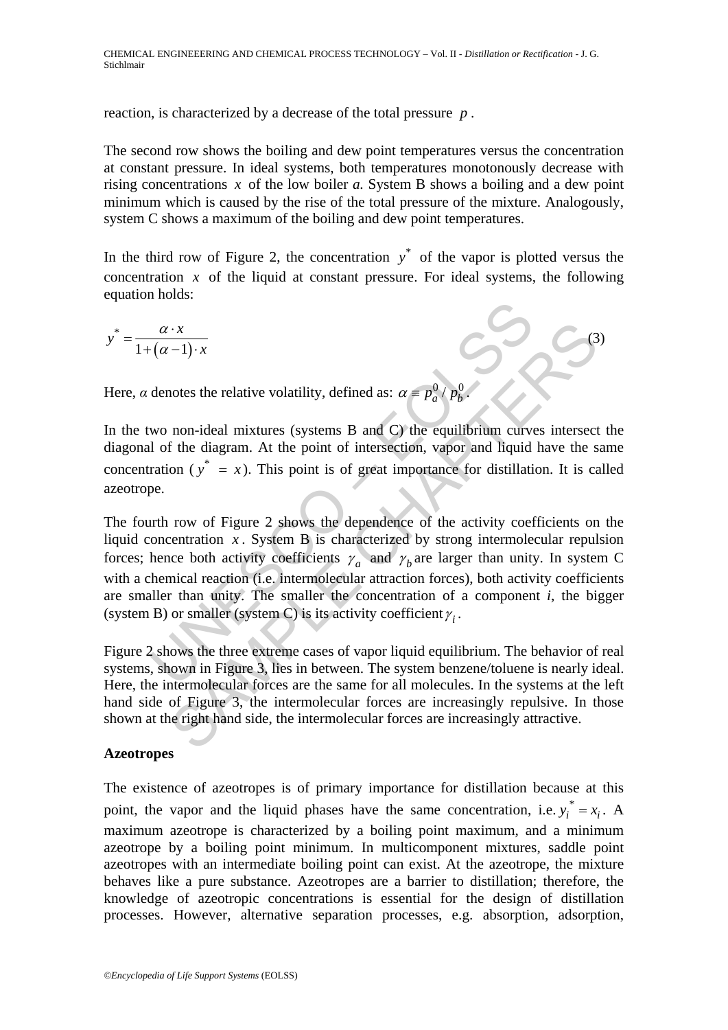reaction, is characterized by a decrease of the total pressure $p$.

The second row shows the boiling and dew point temperatures versus the concentration at constant pressure. In ideal systems, both temperatures monotonously decrease with rising concentrations $x$ of the low boiler *a.* System B shows a boiling and a dew point minimum which is caused by the rise of the total pressure of the mixture. Analogously, system C shows a maximum of the boiling and dew point temperatures.

In the third row of Figure 2, the concentration $y^*$ of the vapor is plotted versus the concentration $x$ of the liquid at constant pressure. For ideal systems, the following equation holds:

$$y^* = \frac{\alpha \cdot x}{1 + (\alpha - 1) \cdot x} \tag{3}$$

Here, $\alpha$ denotes the relative volatility, defined as: $\alpha \equiv p_a^0 / p_b^0$.

In the two non-ideal mixtures (systems B and C) the equilibrium curves intersect the diagonal of the diagram. At the point of intersection, vapor and liquid have the same concentration ($y^* = x$). This point is of great importance for distillation. It is called azeotrope.

The fourth row of Figure 2 shows the dependence of the activity coefficients on the liquid concentration $x$. System B is characterized by strong intermolecular repulsion forces; hence both activity coefficients $\gamma_a$ and $\gamma_b$ are larger than unity. In system C with a chemical reaction (i.e. intermolecular attraction forces), both activity coefficients are smaller than unity. The smaller the concentration of a component *i*, the bigger (system B) or smaller (system C) is its activity coefficient $\gamma_i$.

Figure 2 shows the three extreme cases of vapor liquid equilibrium. The behavior of real systems, shown in Figure 3, lies in between. The system benzene/toluene is nearly ideal. Here, the intermolecular forces are the same for all molecules. In the systems at the left hand side of Figure 3, the intermolecular forces are increasingly repulsive. In those shown at the right hand side, the intermolecular forces are increasingly attractive.

**Azeotropes**

The existence of azeotropes is of primary importance for distillation because at this point, the vapor and the liquid phases have the same concentration, i.e. $y_i^* = x_i$. A maximum azeotrope is characterized by a boiling point maximum, and a minimum azeotrope by a boiling point minimum. In multicomponent mixtures, saddle point azeotropes with an intermediate boiling point can exist. At the azeotrope, the mixture behaves like a pure substance. Azeotropes are a barrier to distillation; therefore, the knowledge of azeotropic concentrations is essential for the design of distillation processes. However, alternative separation processes, e.g. absorption, adsorption,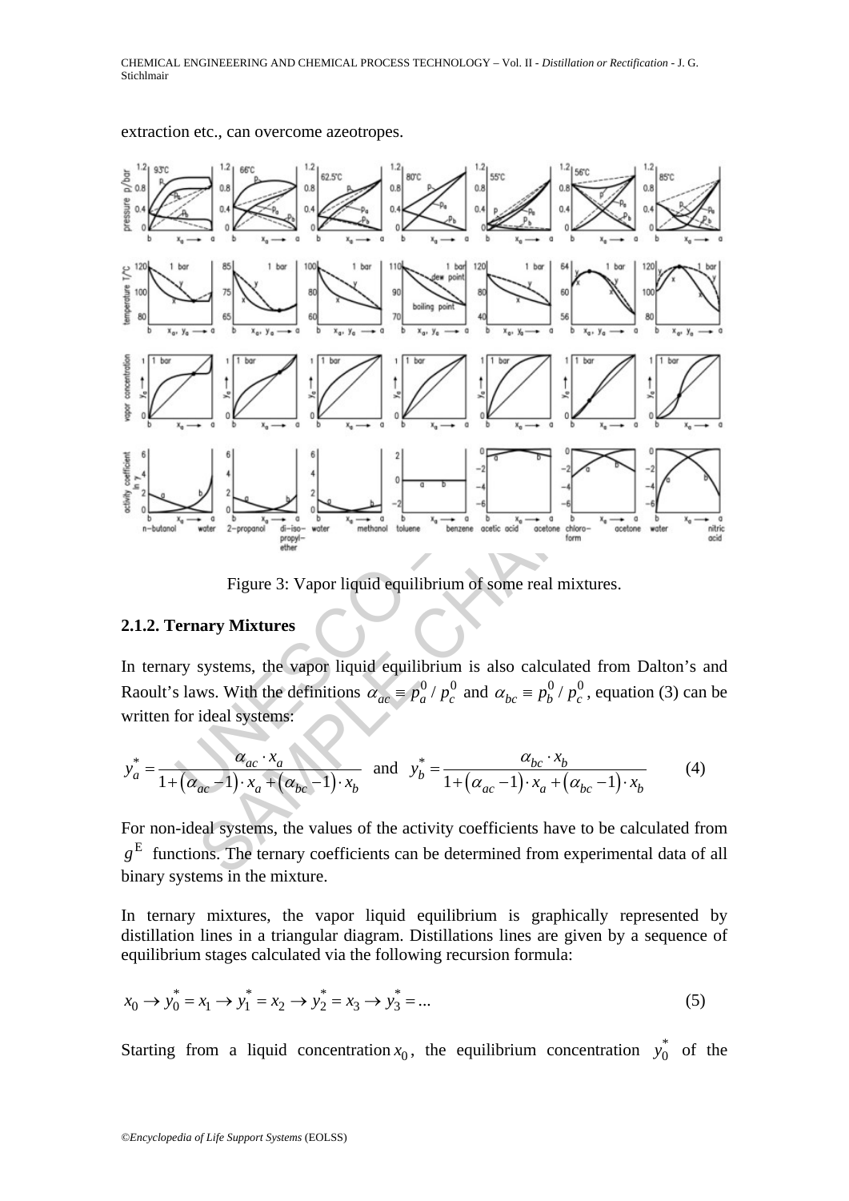extraction etc., can overcome azeotropes.

Figure 3: Vapor liquid equilibrium of some real mixtures.

### 2.1.2. Ternary Mixtures

In ternary systems, the vapor liquid equilibrium is also calculated from Dalton's and Raoult's laws. With the definitions $\alpha_{ac} \equiv p_a^0 / p_c^0$ and $\alpha_{bc} \equiv p_b^0 / p_c^0$, equation (3) can be written for ideal systems:

$$y_a^* = \frac{\alpha_{ac} \cdot x_a}{1 + (\alpha_{ac} - 1) \cdot x_a + (\alpha_{bc} - 1) \cdot x_b} \quad \text{and} \quad y_b^* = \frac{\alpha_{bc} \cdot x_b}{1 + (\alpha_{ac} - 1) \cdot x_a + (\alpha_{bc} - 1) \cdot x_b} \qquad (4)$$

For non-ideal systems, the values of the activity coefficients have to be calculated from $g^{\mathrm{E}}$ functions. The ternary coefficients can be determined from experimental data of all binary systems in the mixture.

In ternary mixtures, the vapor liquid equilibrium is graphically represented by distillation lines in a triangular diagram. Distillations lines are given by a sequence of equilibrium stages calculated via the following recursion formula:

$$x_0 \rightarrow y_0^* = x_1 \rightarrow y_1^* = x_2 \rightarrow y_2^* = x_3 \rightarrow y_3^* = \ldots \qquad (5)$$

Starting from a liquid concentration $x_0$, the equilibrium concentration $y_0^*$ of the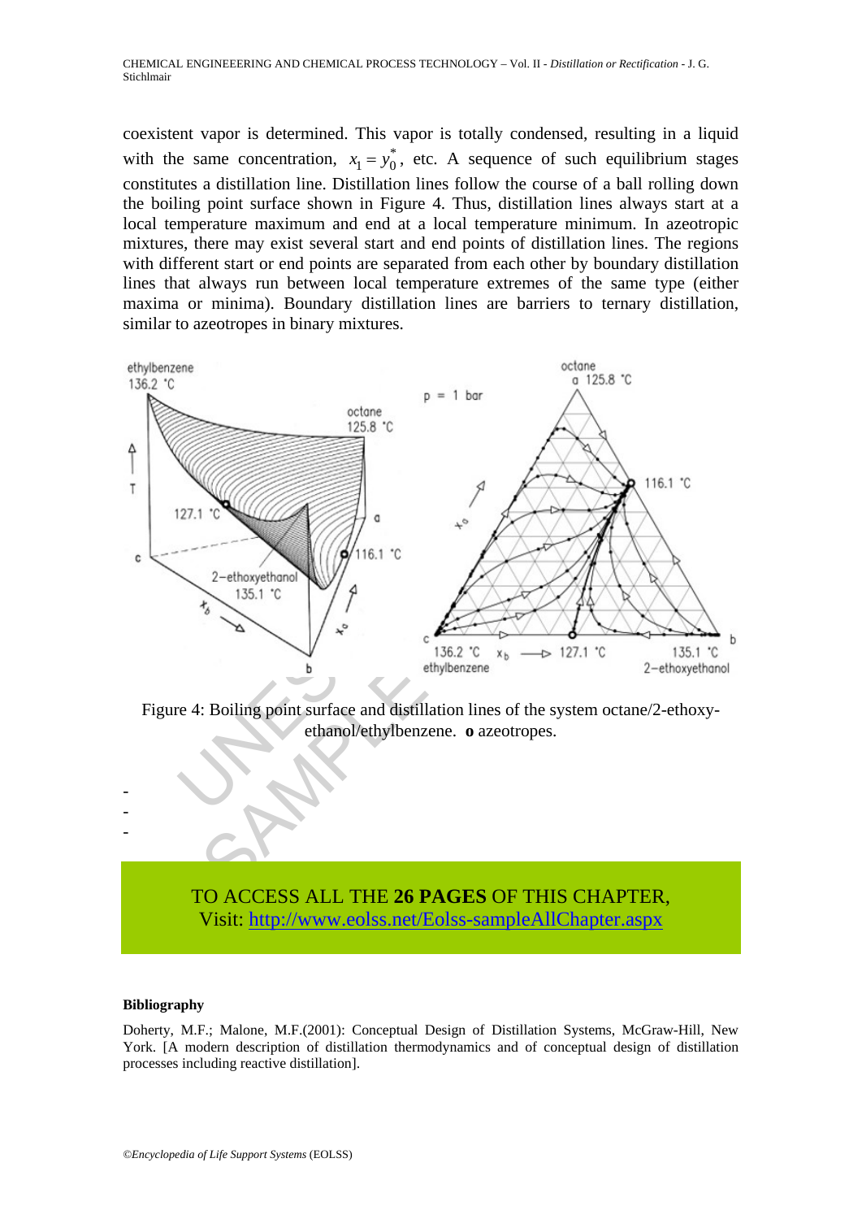coexistent vapor is determined. This vapor is totally condensed, resulting in a liquid with the same concentration, $x_1 = y_0^*$, etc. A sequence of such equilibrium stages constitutes a distillation line. Distillation lines follow the course of a ball rolling down the boiling point surface shown in Figure 4. Thus, distillation lines always start at a local temperature maximum and end at a local temperature minimum. In azeotropic mixtures, there may exist several start and end points of distillation lines. The regions with different start or end points are separated from each other by boundary distillation lines that always run between local temperature extremes of the same type (either maxima or minima). Boundary distillation lines are barriers to ternary distillation, similar to azeotropes in binary mixtures.

Figure 4: Boiling point surface and distillation lines of the system octane/2-ethoxy-ethanol/ethylbenzene. **o** azeotropes.

-
-
-

TO ACCESS ALL THE **26 PAGES** OF THIS CHAPTER,
Visit: http://www.eolss.net/Eolss-sampleAllChapter.aspx

**Bibliography**

Doherty, M.F.; Malone, M.F.(2001): Conceptual Design of Distillation Systems, McGraw-Hill, New York. [A modern description of distillation thermodynamics and of conceptual design of distillation processes including reactive distillation].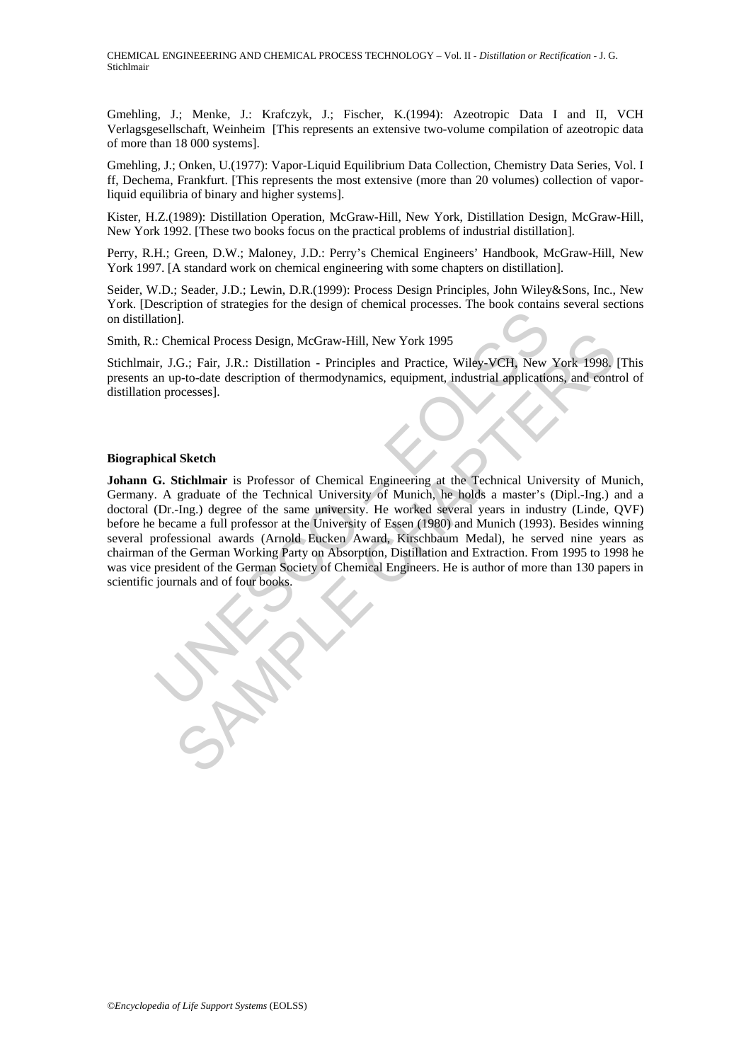Gmehling, J.; Menke, J.: Krafczyk, J.; Fischer, K.(1994): Azeotropic Data I and II, VCH Verlagsgesellschaft, Weinheim [This represents an extensive two-volume compilation of azeotropic data of more than 18 000 systems].

Gmehling, J.; Onken, U.(1977): Vapor-Liquid Equilibrium Data Collection, Chemistry Data Series, Vol. I ff, Dechema, Frankfurt. [This represents the most extensive (more than 20 volumes) collection of vapor-liquid equilibria of binary and higher systems].

Kister, H.Z.(1989): Distillation Operation, McGraw-Hill, New York, Distillation Design, McGraw-Hill, New York 1992. [These two books focus on the practical problems of industrial distillation].

Perry, R.H.; Green, D.W.; Maloney, J.D.: Perry's Chemical Engineers' Handbook, McGraw-Hill, New York 1997. [A standard work on chemical engineering with some chapters on distillation].

Seider, W.D.; Seader, J.D.; Lewin, D.R.(1999): Process Design Principles, John Wiley&Sons, Inc., New York. [Description of strategies for the design of chemical processes. The book contains several sections on distillation].

Smith, R.: Chemical Process Design, McGraw-Hill, New York 1995

Stichlmair, J.G.; Fair, J.R.: Distillation - Principles and Practice, Wiley-VCH, New York 1998. [This presents an up-to-date description of thermodynamics, equipment, industrial applications, and control of distillation processes].

**Biographical Sketch**

**Johann G. Stichlmair** is Professor of Chemical Engineering at the Technical University of Munich, Germany. A graduate of the Technical University of Munich, he holds a master's (Dipl.-Ing.) and a doctoral (Dr.-Ing.) degree of the same university. He worked several years in industry (Linde, QVF) before he became a full professor at the University of Essen (1980) and Munich (1993). Besides winning several professional awards (Arnold Eucken Award, Kirschbaum Medal), he served nine years as chairman of the German Working Party on Absorption, Distillation and Extraction. From 1995 to 1998 he was vice president of the German Society of Chemical Engineers. He is author of more than 130 papers in scientific journals and of four books.